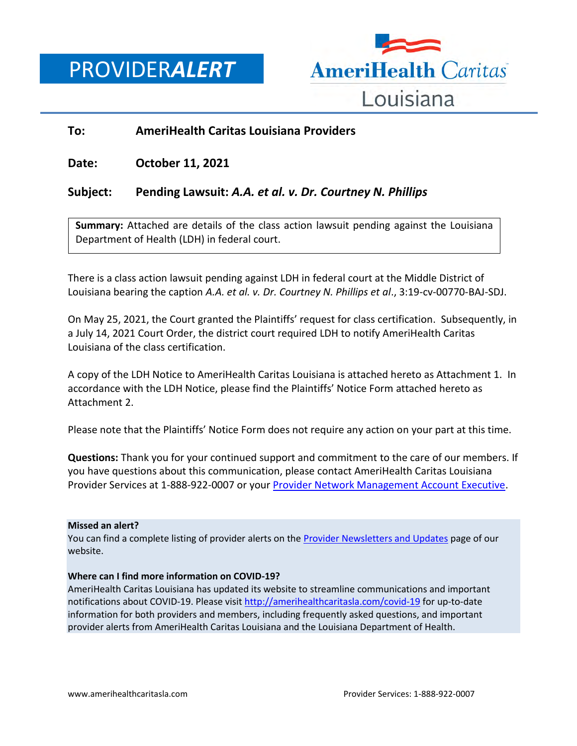# PROVIDER*ALERT*

AmeriHealth Caritas Louisiana

**To:** **AmeriHealth Caritas Louisiana Providers**

**Date:** **October 11, 2021**

**Subject:** **Pending Lawsuit: *A.A. et al. v. Dr. Courtney N. Phillips***

**Summary:** Attached are details of the class action lawsuit pending against the Louisiana Department of Health (LDH) in federal court.

There is a class action lawsuit pending against LDH in federal court at the Middle District of Louisiana bearing the caption *A.A. et al. v. Dr. Courtney N. Phillips et al*., 3:19-cv-00770-BAJ-SDJ.

On May 25, 2021, the Court granted the Plaintiffs' request for class certification. Subsequently, in a July 14, 2021 Court Order, the district court required LDH to notify AmeriHealth Caritas Louisiana of the class certification.

A copy of the LDH Notice to AmeriHealth Caritas Louisiana is attached hereto as Attachment 1. In accordance with the LDH Notice, please find the Plaintiffs' Notice Form attached hereto as Attachment 2.

Please note that the Plaintiffs' Notice Form does not require any action on your part at this time.

**Questions:** Thank you for your continued support and commitment to the care of our members. If you have questions about this communication, please contact AmeriHealth Caritas Louisiana Provider Services at 1-888-922-0007 or your Provider Network Management Account Executive.

**Missed an alert?**
You can find a complete listing of provider alerts on the Provider Newsletters and Updates page of our website.

**Where can I find more information on COVID-19?**
AmeriHealth Caritas Louisiana has updated its website to streamline communications and important notifications about COVID-19. Please visit http://amerihealthcaritasla.com/covid-19 for up-to-date information for both providers and members, including frequently asked questions, and important provider alerts from AmeriHealth Caritas Louisiana and the Louisiana Department of Health.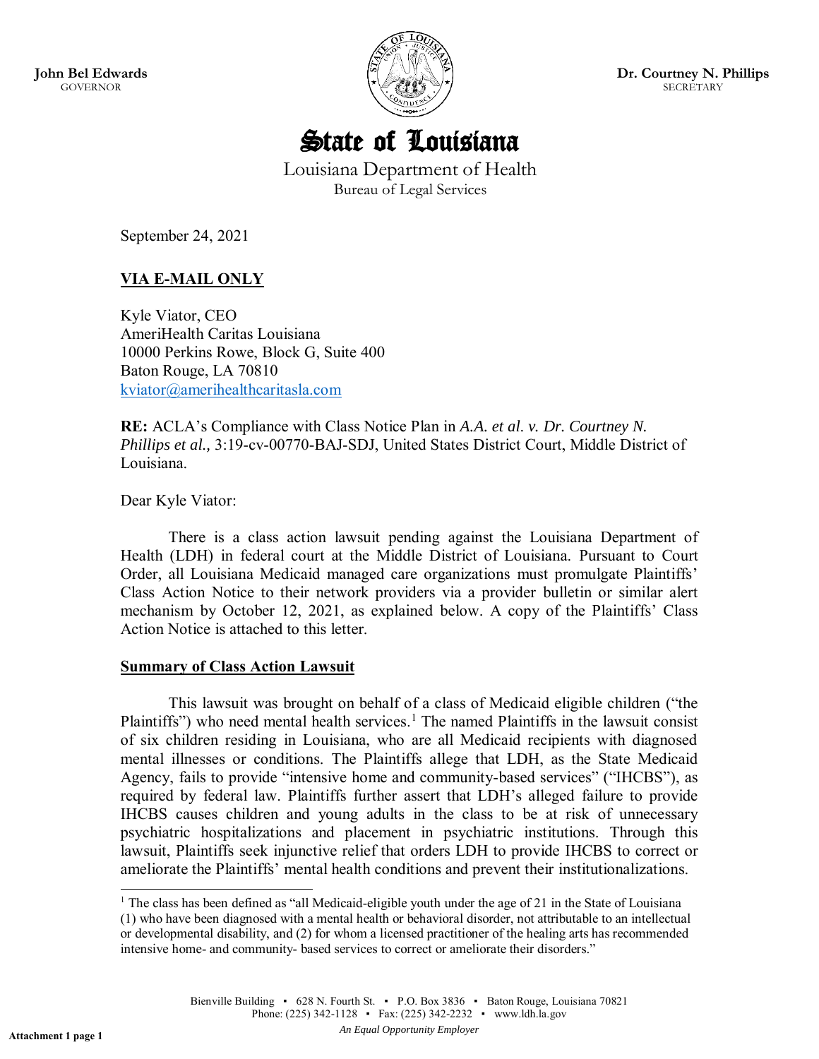John Bel Edwards
GOVERNOR

Dr. Courtney N. Phillips
SECRETARY

# State of Louisiana

Louisiana Department of Health
Bureau of Legal Services

September 24, 2021

**VIA E-MAIL ONLY**

Kyle Viator, CEO
AmeriHealth Caritas Louisiana
10000 Perkins Rowe, Block G, Suite 400
Baton Rouge, LA 70810
kviator@amerihealthcaritasla.com

**RE:** ACLA's Compliance with Class Notice Plan in *A.A. et al. v. Dr. Courtney N. Phillips et al.,* 3:19-cv-00770-BAJ-SDJ, United States District Court, Middle District of Louisiana.

Dear Kyle Viator:

There is a class action lawsuit pending against the Louisiana Department of Health (LDH) in federal court at the Middle District of Louisiana. Pursuant to Court Order, all Louisiana Medicaid managed care organizations must promulgate Plaintiffs' Class Action Notice to their network providers via a provider bulletin or similar alert mechanism by October 12, 2021, as explained below. A copy of the Plaintiffs' Class Action Notice is attached to this letter.

**Summary of Class Action Lawsuit**

This lawsuit was brought on behalf of a class of Medicaid eligible children ("the Plaintiffs") who need mental health services.[1] The named Plaintiffs in the lawsuit consist of six children residing in Louisiana, who are all Medicaid recipients with diagnosed mental illnesses or conditions. The Plaintiffs allege that LDH, as the State Medicaid Agency, fails to provide "intensive home and community-based services" ("IHCBS"), as required by federal law. Plaintiffs further assert that LDH's alleged failure to provide IHCBS causes children and young adults in the class to be at risk of unnecessary psychiatric hospitalizations and placement in psychiatric institutions. Through this lawsuit, Plaintiffs seek injunctive relief that orders LDH to provide IHCBS to correct or ameliorate the Plaintiffs' mental health conditions and prevent their institutionalizations.

[1] The class has been defined as "all Medicaid-eligible youth under the age of 21 in the State of Louisiana (1) who have been diagnosed with a mental health or behavioral disorder, not attributable to an intellectual or developmental disability, and (2) for whom a licensed practitioner of the healing arts has recommended intensive home- and community- based services to correct or ameliorate their disorders."

Bienville Building ▪ 628 N. Fourth St. ▪ P.O. Box 3836 ▪ Baton Rouge, Louisiana 70821
Phone: (225) 342-1128 ▪ Fax: (225) 342-2232 ▪ www.ldh.la.gov
*An Equal Opportunity Employer*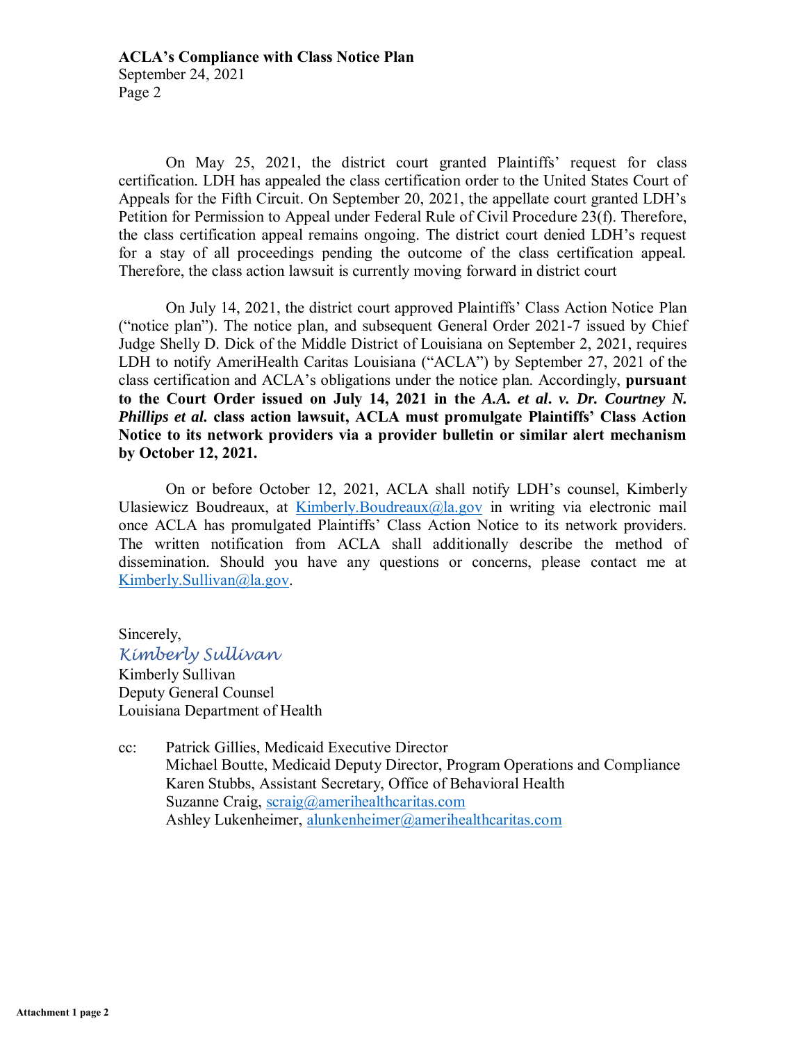On May 25, 2021, the district court granted Plaintiffs' request for class certification. LDH has appealed the class certification order to the United States Court of Appeals for the Fifth Circuit. On September 20, 2021, the appellate court granted LDH's Petition for Permission to Appeal under Federal Rule of Civil Procedure 23(f). Therefore, the class certification appeal remains ongoing. The district court denied LDH's request for a stay of all proceedings pending the outcome of the class certification appeal. Therefore, the class action lawsuit is currently moving forward in district court

On July 14, 2021, the district court approved Plaintiffs' Class Action Notice Plan ("notice plan"). The notice plan, and subsequent General Order 2021-7 issued by Chief Judge Shelly D. Dick of the Middle District of Louisiana on September 2, 2021, requires LDH to notify AmeriHealth Caritas Louisiana ("ACLA") by September 27, 2021 of the class certification and ACLA's obligations under the notice plan. Accordingly, **pursuant to the Court Order issued on July 14, 2021 in the *A.A. et al. v. Dr. Courtney N. Phillips et al.* class action lawsuit, ACLA must promulgate Plaintiffs' Class Action Notice to its network providers via a provider bulletin or similar alert mechanism by October 12, 2021.**

On or before October 12, 2021, ACLA shall notify LDH's counsel, Kimberly Ulasiewicz Boudreaux, at Kimberly.Boudreaux@la.gov in writing via electronic mail once ACLA has promulgated Plaintiffs' Class Action Notice to its network providers. The written notification from ACLA shall additionally describe the method of dissemination. Should you have any questions or concerns, please contact me at Kimberly.Sullivan@la.gov.

Sincerely,

*Kimberly Sullivan*

Kimberly Sullivan
Deputy General Counsel
Louisiana Department of Health

cc: Patrick Gillies, Medicaid Executive Director
Michael Boutte, Medicaid Deputy Director, Program Operations and Compliance
Karen Stubbs, Assistant Secretary, Office of Behavioral Health
Suzanne Craig, scraig@amerihealthcaritas.com
Ashley Lukenheimer, alunkenheimer@amerihealthcaritas.com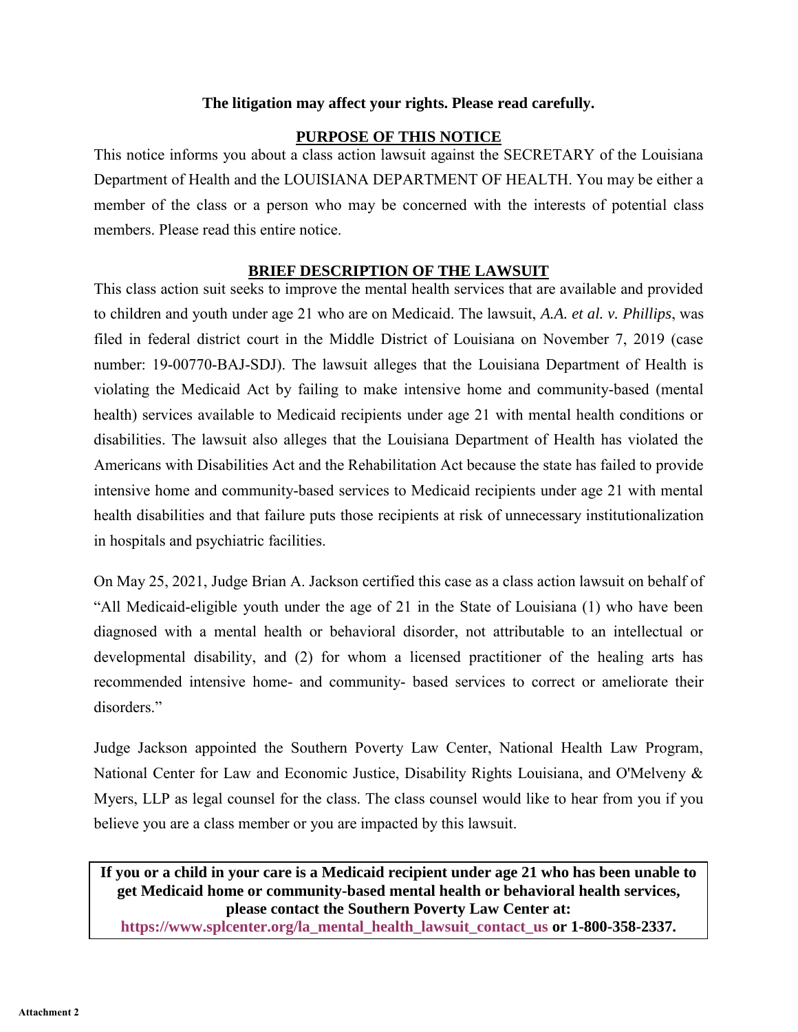**The litigation may affect your rights. Please read carefully.**

## PURPOSE OF THIS NOTICE

This notice informs you about a class action lawsuit against the SECRETARY of the Louisiana Department of Health and the LOUISIANA DEPARTMENT OF HEALTH. You may be either a member of the class or a person who may be concerned with the interests of potential class members. Please read this entire notice.

## BRIEF DESCRIPTION OF THE LAWSUIT

This class action suit seeks to improve the mental health services that are available and provided to children and youth under age 21 who are on Medicaid. The lawsuit, *A.A. et al. v. Phillips*, was filed in federal district court in the Middle District of Louisiana on November 7, 2019 (case number: 19-00770-BAJ-SDJ). The lawsuit alleges that the Louisiana Department of Health is violating the Medicaid Act by failing to make intensive home and community-based (mental health) services available to Medicaid recipients under age 21 with mental health conditions or disabilities. The lawsuit also alleges that the Louisiana Department of Health has violated the Americans with Disabilities Act and the Rehabilitation Act because the state has failed to provide intensive home and community-based services to Medicaid recipients under age 21 with mental health disabilities and that failure puts those recipients at risk of unnecessary institutionalization in hospitals and psychiatric facilities.

On May 25, 2021, Judge Brian A. Jackson certified this case as a class action lawsuit on behalf of "All Medicaid-eligible youth under the age of 21 in the State of Louisiana (1) who have been diagnosed with a mental health or behavioral disorder, not attributable to an intellectual or developmental disability, and (2) for whom a licensed practitioner of the healing arts has recommended intensive home- and community- based services to correct or ameliorate their disorders."

Judge Jackson appointed the Southern Poverty Law Center, National Health Law Program, National Center for Law and Economic Justice, Disability Rights Louisiana, and O'Melveny & Myers, LLP as legal counsel for the class. The class counsel would like to hear from you if you believe you are a class member or you are impacted by this lawsuit.

**If you or a child in your care is a Medicaid recipient under age 21 who has been unable to get Medicaid home or community-based mental health or behavioral health services, please contact the Southern Poverty Law Center at: https://www.splcenter.org/la_mental_health_lawsuit_contact_us or 1-800-358-2337.**

Attachment 2